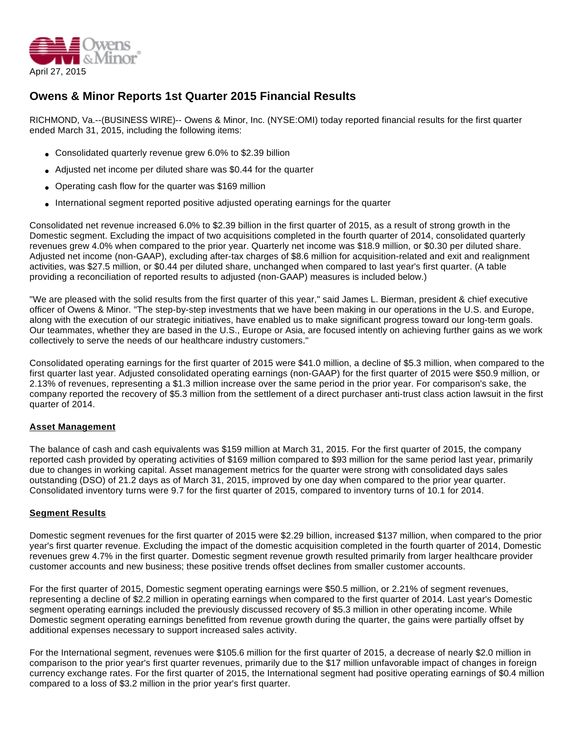April 27, 2015

# Owens & Minor Reports 1st Quarter 2015 Financial Results

RICHMOND, Va.--(BUSINESS WIRE)-- Owens & Minor, Inc. (NYSE:OMI) today reported financial results for the first quarter ended March 31, 2015, including the following items:

- Consolidated quarterly revenue grew 6.0% to $2.39 billion
- Adjusted net income per diluted share was $0.44 for the quarter
- Operating cash flow for the quarter was $169 million
- International segment reported positive adjusted operating earnings for the quarter

Consolidated net revenue increased 6.0% to $2.39 billion in the first quarter of 2015, as a result of strong growth in the Domestic segment. Excluding the impact of two acquisitions completed in the fourth quarter of 2014, consolidated quarterly revenues grew 4.0% when compared to the prior year. Quarterly net income was $18.9 million, or $0.30 per diluted share. Adjusted net income (non-GAAP), excluding after-tax charges of $8.6 million for acquisition-related and exit and realignment activities, was $27.5 million, or $0.44 per diluted share, unchanged when compared to last year's first quarter. (A table providing a reconciliation of reported results to adjusted (non-GAAP) measures is included below.)

"We are pleased with the solid results from the first quarter of this year," said James L. Bierman, president & chief executive officer of Owens & Minor. "The step-by-step investments that we have been making in our operations in the U.S. and Europe, along with the execution of our strategic initiatives, have enabled us to make significant progress toward our long-term goals. Our teammates, whether they are based in the U.S., Europe or Asia, are focused intently on achieving further gains as we work collectively to serve the needs of our healthcare industry customers."

Consolidated operating earnings for the first quarter of 2015 were $41.0 million, a decline of $5.3 million, when compared to the first quarter last year. Adjusted consolidated operating earnings (non-GAAP) for the first quarter of 2015 were $50.9 million, or 2.13% of revenues, representing a $1.3 million increase over the same period in the prior year. For comparison's sake, the company reported the recovery of $5.3 million from the settlement of a direct purchaser anti-trust class action lawsuit in the first quarter of 2014.

## Asset Management

The balance of cash and cash equivalents was $159 million at March 31, 2015. For the first quarter of 2015, the company reported cash provided by operating activities of $169 million compared to $93 million for the same period last year, primarily due to changes in working capital. Asset management metrics for the quarter were strong with consolidated days sales outstanding (DSO) of 21.2 days as of March 31, 2015, improved by one day when compared to the prior year quarter. Consolidated inventory turns were 9.7 for the first quarter of 2015, compared to inventory turns of 10.1 for 2014.

## Segment Results

Domestic segment revenues for the first quarter of 2015 were $2.29 billion, increased $137 million, when compared to the prior year's first quarter revenue. Excluding the impact of the domestic acquisition completed in the fourth quarter of 2014, Domestic revenues grew 4.7% in the first quarter. Domestic segment revenue growth resulted primarily from larger healthcare provider customer accounts and new business; these positive trends offset declines from smaller customer accounts.

For the first quarter of 2015, Domestic segment operating earnings were $50.5 million, or 2.21% of segment revenues, representing a decline of $2.2 million in operating earnings when compared to the first quarter of 2014. Last year's Domestic segment operating earnings included the previously discussed recovery of $5.3 million in other operating income. While Domestic segment operating earnings benefitted from revenue growth during the quarter, the gains were partially offset by additional expenses necessary to support increased sales activity.

For the International segment, revenues were $105.6 million for the first quarter of 2015, a decrease of nearly $2.0 million in comparison to the prior year's first quarter revenues, primarily due to the $17 million unfavorable impact of changes in foreign currency exchange rates. For the first quarter of 2015, the International segment had positive operating earnings of $0.4 million compared to a loss of $3.2 million in the prior year's first quarter.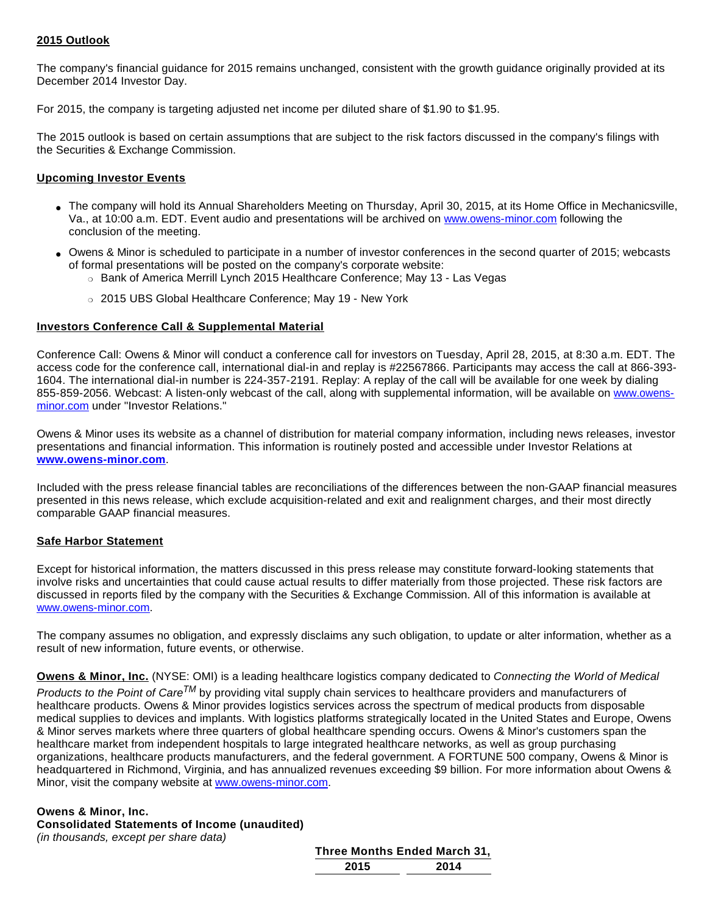## 2015 Outlook

The company's financial guidance for 2015 remains unchanged, consistent with the growth guidance originally provided at its December 2014 Investor Day.

For 2015, the company is targeting adjusted net income per diluted share of $1.90 to $1.95.

The 2015 outlook is based on certain assumptions that are subject to the risk factors discussed in the company's filings with the Securities & Exchange Commission.

## Upcoming Investor Events

- The company will hold its Annual Shareholders Meeting on Thursday, April 30, 2015, at its Home Office in Mechanicsville, Va., at 10:00 a.m. EDT. Event audio and presentations will be archived on www.owens-minor.com following the conclusion of the meeting.
- Owens & Minor is scheduled to participate in a number of investor conferences in the second quarter of 2015; webcasts of formal presentations will be posted on the company's corporate website:
  - Bank of America Merrill Lynch 2015 Healthcare Conference; May 13 - Las Vegas
  - 2015 UBS Global Healthcare Conference; May 19 - New York

## Investors Conference Call & Supplemental Material

Conference Call: Owens & Minor will conduct a conference call for investors on Tuesday, April 28, 2015, at 8:30 a.m. EDT. The access code for the conference call, international dial-in and replay is #22567866. Participants may access the call at 866-393-1604. The international dial-in number is 224-357-2191. Replay: A replay of the call will be available for one week by dialing 855-859-2056. Webcast: A listen-only webcast of the call, along with supplemental information, will be available on www.owens-minor.com under "Investor Relations."

Owens & Minor uses its website as a channel of distribution for material company information, including news releases, investor presentations and financial information. This information is routinely posted and accessible under Investor Relations at **www.owens-minor.com**.

Included with the press release financial tables are reconciliations of the differences between the non-GAAP financial measures presented in this news release, which exclude acquisition-related and exit and realignment charges, and their most directly comparable GAAP financial measures.

## Safe Harbor Statement

Except for historical information, the matters discussed in this press release may constitute forward-looking statements that involve risks and uncertainties that could cause actual results to differ materially from those projected. These risk factors are discussed in reports filed by the company with the Securities & Exchange Commission. All of this information is available at www.owens-minor.com.

The company assumes no obligation, and expressly disclaims any such obligation, to update or alter information, whether as a result of new information, future events, or otherwise.

**Owens & Minor, Inc.** (NYSE: OMI) is a leading healthcare logistics company dedicated to *Connecting the World of Medical Products to the Point of Care™* by providing vital supply chain services to healthcare providers and manufacturers of healthcare products. Owens & Minor provides logistics services across the spectrum of medical products from disposable medical supplies to devices and implants. With logistics platforms strategically located in the United States and Europe, Owens & Minor serves markets where three quarters of global healthcare spending occurs. Owens & Minor's customers span the healthcare market from independent hospitals to large integrated healthcare networks, as well as group purchasing organizations, healthcare products manufacturers, and the federal government. A FORTUNE 500 company, Owens & Minor is headquartered in Richmond, Virginia, and has annualized revenues exceeding $9 billion. For more information about Owens & Minor, visit the company website at www.owens-minor.com.

**Owens & Minor, Inc.**
**Consolidated Statements of Income (unaudited)**
*(in thousands, except per share data)*

| | Three Months Ended March 31, | |
|---|---|---|
| | 2015 | 2014 |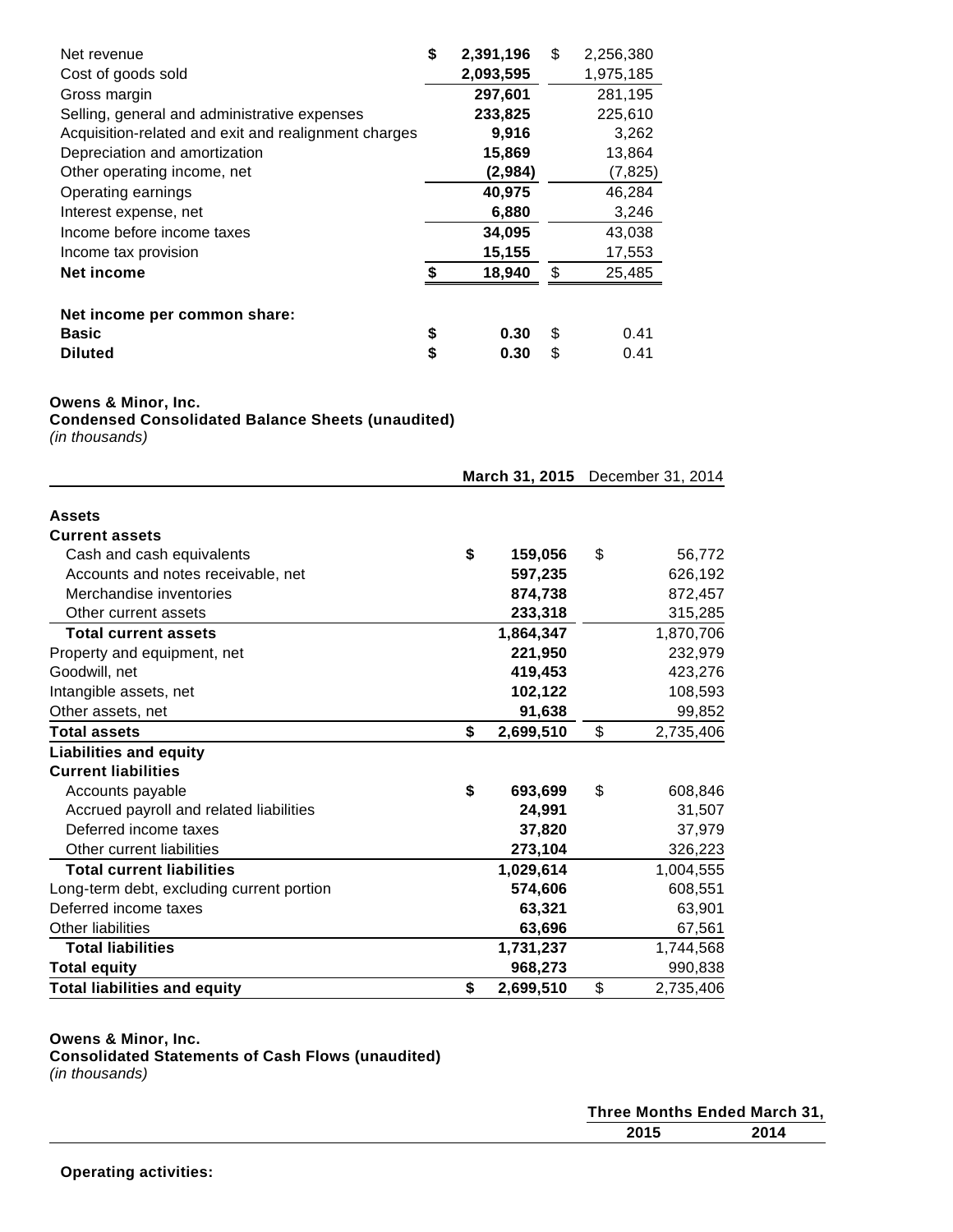| | 2015 | 2014 |
|---|---|---|
| Net revenue | **$ 2,391,196** | $ 2,256,380 |
| Cost of goods sold | **2,093,595** | 1,975,185 |
| Gross margin | **297,601** | 281,195 |
| Selling, general and administrative expenses | **233,825** | 225,610 |
| Acquisition-related and exit and realignment charges | **9,916** | 3,262 |
| Depreciation and amortization | **15,869** | 13,864 |
| Other operating income, net | **(2,984)** | (7,825) |
| Operating earnings | **40,975** | 46,284 |
| Interest expense, net | **6,880** | 3,246 |
| Income before income taxes | **34,095** | 43,038 |
| Income tax provision | **15,155** | 17,553 |
| **Net income** | **$ 18,940** | $ 25,485 |
| | | |
| **Net income per common share:** | | |
| **Basic** | **$ 0.30** | $ 0.41 |
| **Diluted** | **$ 0.30** | $ 0.41 |

**Owens & Minor, Inc.**
**Condensed Consolidated Balance Sheets (unaudited)**
*(in thousands)*

| | **March 31, 2015** | December 31, 2014 |
|---|---|---|
| **Assets** | | |
| **Current assets** | | |
| Cash and cash equivalents | **$ 159,056** | $ 56,772 |
| Accounts and notes receivable, net | **597,235** | 626,192 |
| Merchandise inventories | **874,738** | 872,457 |
| Other current assets | **233,318** | 315,285 |
| **Total current assets** | **1,864,347** | 1,870,706 |
| Property and equipment, net | **221,950** | 232,979 |
| Goodwill, net | **419,453** | 423,276 |
| Intangible assets, net | **102,122** | 108,593 |
| Other assets, net | **91,638** | 99,852 |
| **Total assets** | **$ 2,699,510** | $ 2,735,406 |
| **Liabilities and equity** | | |
| **Current liabilities** | | |
| Accounts payable | **$ 693,699** | $ 608,846 |
| Accrued payroll and related liabilities | **24,991** | 31,507 |
| Deferred income taxes | **37,820** | 37,979 |
| Other current liabilities | **273,104** | 326,223 |
| **Total current liabilities** | **1,029,614** | 1,004,555 |
| Long-term debt, excluding current portion | **574,606** | 608,551 |
| Deferred income taxes | **63,321** | 63,901 |
| Other liabilities | **63,696** | 67,561 |
| **Total liabilities** | **1,731,237** | 1,744,568 |
| **Total equity** | **968,273** | 990,838 |
| **Total liabilities and equity** | **$ 2,699,510** | $ 2,735,406 |

**Owens & Minor, Inc.**
**Consolidated Statements of Cash Flows (unaudited)**
*(in thousands)*

| | **Three Months Ended March 31,** | |
|---|---|---|
| | **2015** | **2014** |
| **Operating activities:** | | |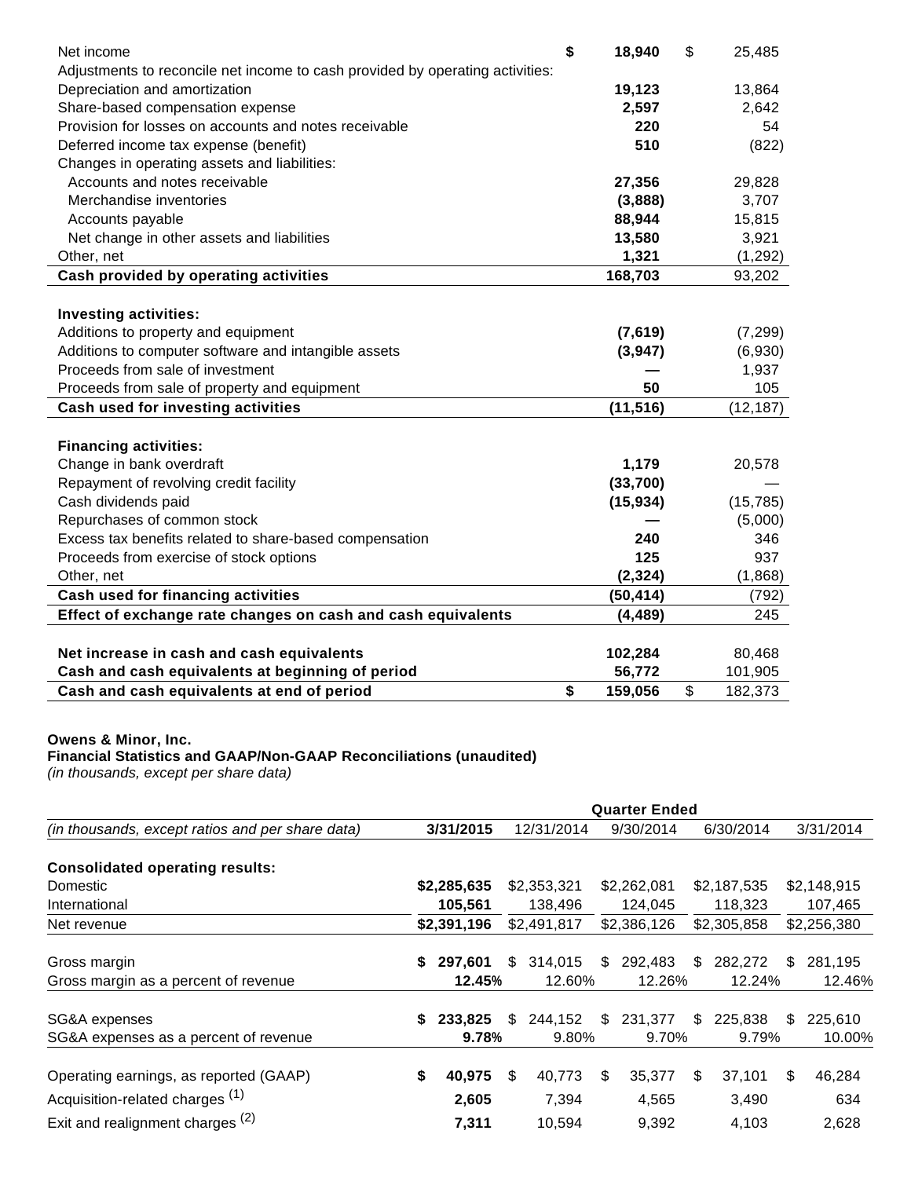| | | |
|---|---|---|
| Net income | **$ 18,940** | $ 25,485 |
| Adjustments to reconcile net income to cash provided by operating activities: | | |
| Depreciation and amortization | **19,123** | 13,864 |
| Share-based compensation expense | **2,597** | 2,642 |
| Provision for losses on accounts and notes receivable | **220** | 54 |
| Deferred income tax expense (benefit) | **510** | (822) |
| Changes in operating assets and liabilities: | | |
| Accounts and notes receivable | **27,356** | 29,828 |
| Merchandise inventories | **(3,888)** | 3,707 |
| Accounts payable | **88,944** | 15,815 |
| Net change in other assets and liabilities | **13,580** | 3,921 |
| Other, net | **1,321** | (1,292) |
| **Cash provided by operating activities** | **168,703** | 93,202 |
| | | |
| **Investing activities:** | | |
| Additions to property and equipment | **(7,619)** | (7,299) |
| Additions to computer software and intangible assets | **(3,947)** | (6,930) |
| Proceeds from sale of investment | **—** | 1,937 |
| Proceeds from sale of property and equipment | **50** | 105 |
| **Cash used for investing activities** | **(11,516)** | (12,187) |
| | | |
| **Financing activities:** | | |
| Change in bank overdraft | **1,179** | 20,578 |
| Repayment of revolving credit facility | **(33,700)** | — |
| Cash dividends paid | **(15,934)** | (15,785) |
| Repurchases of common stock | **—** | (5,000) |
| Excess tax benefits related to share-based compensation | **240** | 346 |
| Proceeds from exercise of stock options | **125** | 937 |
| Other, net | **(2,324)** | (1,868) |
| **Cash used for financing activities** | **(50,414)** | (792) |
| **Effect of exchange rate changes on cash and cash equivalents** | **(4,489)** | 245 |
| | | |
| **Net increase in cash and cash equivalents** | **102,284** | 80,468 |
| **Cash and cash equivalents at beginning of period** | **56,772** | 101,905 |
| **Cash and cash equivalents at end of period** | **$ 159,056** | $ 182,373 |

**Owens & Minor, Inc.**
**Financial Statistics and GAAP/Non-GAAP Reconciliations (unaudited)**
*(in thousands, except per share data)*

| | Quarter Ended | | | | |
|---|---|---|---|---|---|
| *(in thousands, except ratios and per share data)* | **3/31/2015** | 12/31/2014 | 9/30/2014 | 6/30/2014 | 3/31/2014 |
| **Consolidated operating results:** | | | | | |
| Domestic | **$2,285,635** | $2,353,321 | $2,262,081 | $2,187,535 | $2,148,915 |
| International | **105,561** | 138,496 | 124,045 | 118,323 | 107,465 |
| Net revenue | **$2,391,196** | $2,491,817 | $2,386,126 | $2,305,858 | $2,256,380 |
| | | | | | |
| Gross margin | **$ 297,601** | $ 314,015 | $ 292,483 | $ 282,272 | $ 281,195 |
| Gross margin as a percent of revenue | **12.45%** | 12.60% | 12.26% | 12.24% | 12.46% |
| | | | | | |
| SG&A expenses | **$ 233,825** | $ 244,152 | $ 231,377 | $ 225,838 | $ 225,610 |
| SG&A expenses as a percent of revenue | **9.78%** | 9.80% | 9.70% | 9.79% | 10.00% |
| | | | | | |
| Operating earnings, as reported (GAAP) | **$ 40,975** | $ 40,773 | $ 35,377 | $ 37,101 | $ 46,284 |
| Acquisition-related charges (1) | **2,605** | 7,394 | 4,565 | 3,490 | 634 |
| Exit and realignment charges (2) | **7,311** | 10,594 | 9,392 | 4,103 | 2,628 |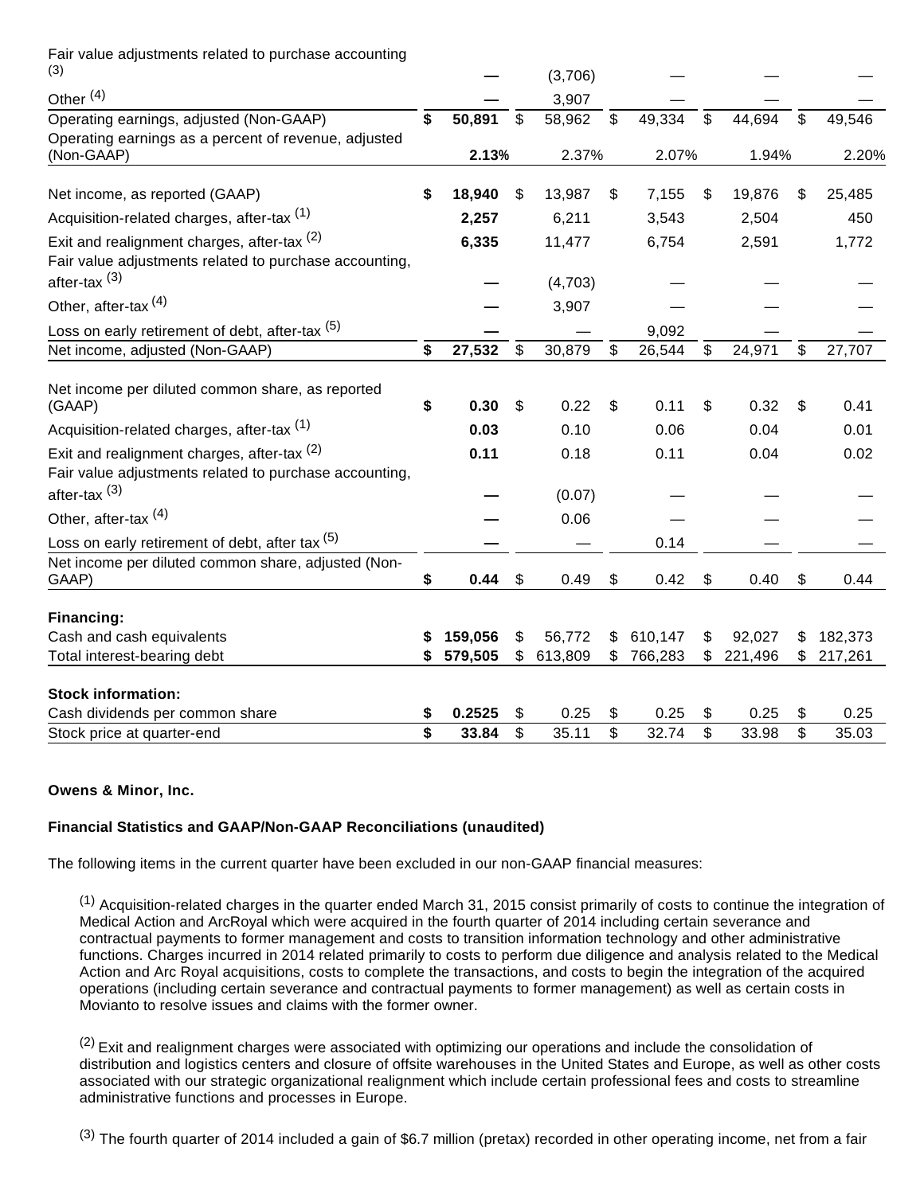| | | | | | |
|---|---|---|---|---|---|
| Fair value adjustments related to purchase accounting [(3)] | **—** | (3,706) | — | — | — |
| Other [(4)] | **—** | 3,907 | — | — | — |
| Operating earnings, adjusted (Non-GAAP) | **$ 50,891** | $ 58,962 | $ 49,334 | $ 44,694 | $ 49,546 |
| Operating earnings as a percent of revenue, adjusted (Non-GAAP) | **2.13%** | 2.37% | 2.07% | 1.94% | 2.20% |
| | | | | | |
| Net income, as reported (GAAP) | **$ 18,940** | $ 13,987 | $ 7,155 | $ 19,876 | $ 25,485 |
| Acquisition-related charges, after-tax [(1)] | **2,257** | 6,211 | 3,543 | 2,504 | 450 |
| Exit and realignment charges, after-tax [(2)] | **6,335** | 11,477 | 6,754 | 2,591 | 1,772 |
| Fair value adjustments related to purchase accounting, after-tax [(3)] | **—** | (4,703) | — | — | — |
| Other, after-tax [(4)] | **—** | 3,907 | — | — | — |
| Loss on early retirement of debt, after-tax [(5)] | **—** | — | 9,092 | — | — |
| Net income, adjusted (Non-GAAP) | **$ 27,532** | $ 30,879 | $ 26,544 | $ 24,971 | $ 27,707 |
| | | | | | |
| Net income per diluted common share, as reported (GAAP) | **$ 0.30** | $ 0.22 | $ 0.11 | $ 0.32 | $ 0.41 |
| Acquisition-related charges, after-tax [(1)] | **0.03** | 0.10 | 0.06 | 0.04 | 0.01 |
| Exit and realignment charges, after-tax [(2)] | **0.11** | 0.18 | 0.11 | 0.04 | 0.02 |
| Fair value adjustments related to purchase accounting, after-tax [(3)] | **—** | (0.07) | — | — | — |
| Other, after-tax [(4)] | **—** | 0.06 | — | — | — |
| Loss on early retirement of debt, after tax [(5)] | **—** | — | 0.14 | — | — |
| Net income per diluted common share, adjusted (Non-GAAP) | **$ 0.44** | $ 0.49 | $ 0.42 | $ 0.40 | $ 0.44 |
| | | | | | |
| **Financing:** | | | | | |
| Cash and cash equivalents | **$ 159,056** | $ 56,772 | $ 610,147 | $ 92,027 | $ 182,373 |
| Total interest-bearing debt | **$ 579,505** | $ 613,809 | $ 766,283 | $ 221,496 | $ 217,261 |
| | | | | | |
| **Stock information:** | | | | | |
| Cash dividends per common share | **$ 0.2525** | $ 0.25 | $ 0.25 | $ 0.25 | $ 0.25 |
| Stock price at quarter-end | **$ 33.84** | $ 35.11 | $ 32.74 | $ 33.98 | $ 35.03 |

**Owens & Minor, Inc.**

**Financial Statistics and GAAP/Non-GAAP Reconciliations (unaudited)**

The following items in the current quarter have been excluded in our non-GAAP financial measures:

[(1)] Acquisition-related charges in the quarter ended March 31, 2015 consist primarily of costs to continue the integration of Medical Action and ArcRoyal which were acquired in the fourth quarter of 2014 including certain severance and contractual payments to former management and costs to transition information technology and other administrative functions. Charges incurred in 2014 related primarily to costs to perform due diligence and analysis related to the Medical Action and Arc Royal acquisitions, costs to complete the transactions, and costs to begin the integration of the acquired operations (including certain severance and contractual payments to former management) as well as certain costs in Movianto to resolve issues and claims with the former owner.

[(2)] Exit and realignment charges were associated with optimizing our operations and include the consolidation of distribution and logistics centers and closure of offsite warehouses in the United States and Europe, as well as other costs associated with our strategic organizational realignment which include certain professional fees and costs to streamline administrative functions and processes in Europe.

[(3)] The fourth quarter of 2014 included a gain of $6.7 million (pretax) recorded in other operating income, net from a fair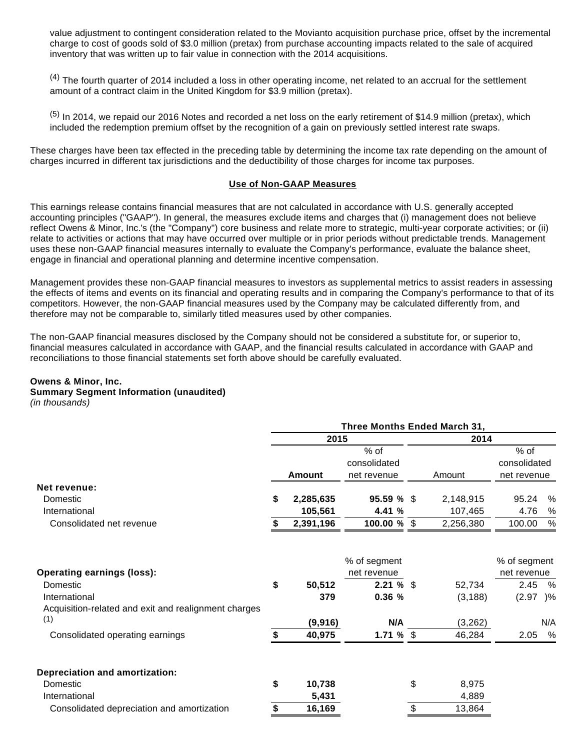value adjustment to contingent consideration related to the Movianto acquisition purchase price, offset by the incremental charge to cost of goods sold of $3.0 million (pretax) from purchase accounting impacts related to the sale of acquired inventory that was written up to fair value in connection with the 2014 acquisitions.

(4) The fourth quarter of 2014 included a loss in other operating income, net related to an accrual for the settlement amount of a contract claim in the United Kingdom for $3.9 million (pretax).

(5) In 2014, we repaid our 2016 Notes and recorded a net loss on the early retirement of $14.9 million (pretax), which included the redemption premium offset by the recognition of a gain on previously settled interest rate swaps.

These charges have been tax effected in the preceding table by determining the income tax rate depending on the amount of charges incurred in different tax jurisdictions and the deductibility of those charges for income tax purposes.

## Use of Non-GAAP Measures

This earnings release contains financial measures that are not calculated in accordance with U.S. generally accepted accounting principles ("GAAP"). In general, the measures exclude items and charges that (i) management does not believe reflect Owens & Minor, Inc.'s (the "Company") core business and relate more to strategic, multi-year corporate activities; or (ii) relate to activities or actions that may have occurred over multiple or in prior periods without predictable trends. Management uses these non-GAAP financial measures internally to evaluate the Company's performance, evaluate the balance sheet, engage in financial and operational planning and determine incentive compensation.

Management provides these non-GAAP financial measures to investors as supplemental metrics to assist readers in assessing the effects of items and events on its financial and operating results and in comparing the Company's performance to that of its competitors. However, the non-GAAP financial measures used by the Company may be calculated differently from, and therefore may not be comparable to, similarly titled measures used by other companies.

The non-GAAP financial measures disclosed by the Company should not be considered a substitute for, or superior to, financial measures calculated in accordance with GAAP, and the financial results calculated in accordance with GAAP and reconciliations to those financial statements set forth above should be carefully evaluated.

**Owens & Minor, Inc.**
**Summary Segment Information (unaudited)**
*(in thousands)*

| | Three Months Ended March 31, | | | |
|---|---|---|---|---|
| | 2015 | | 2014 | |
| | **Amount** | % of consolidated net revenue | Amount | % of consolidated net revenue |
| **Net revenue:** | | | | |
| Domestic | **$ 2,285,635** | **95.59 %** | $ 2,148,915 | 95.24 % |
| International | **105,561** | **4.41 %** | 107,465 | 4.76 % |
| Consolidated net revenue | **$ 2,391,196** | **100.00 %** | $ 2,256,380 | 100.00 % |
| | | % of segment net revenue | | % of segment net revenue |
| **Operating earnings (loss):** | | | | |
| Domestic | **$ 50,512** | **2.21 %** | $ 52,734 | 2.45 % |
| International | **379** | **0.36 %** | (3,188) | (2.97 )% |
| Acquisition-related and exit and realignment charges (1) | **(9,916)** | **N/A** | (3,262) | N/A |
| Consolidated operating earnings | **$ 40,975** | **1.71 %** | $ 46,284 | 2.05 % |
| **Depreciation and amortization:** | | | | |
| Domestic | **$ 10,738** | | $ 8,975 | |
| International | **5,431** | | 4,889 | |
| Consolidated depreciation and amortization | **$ 16,169** | | $ 13,864 | |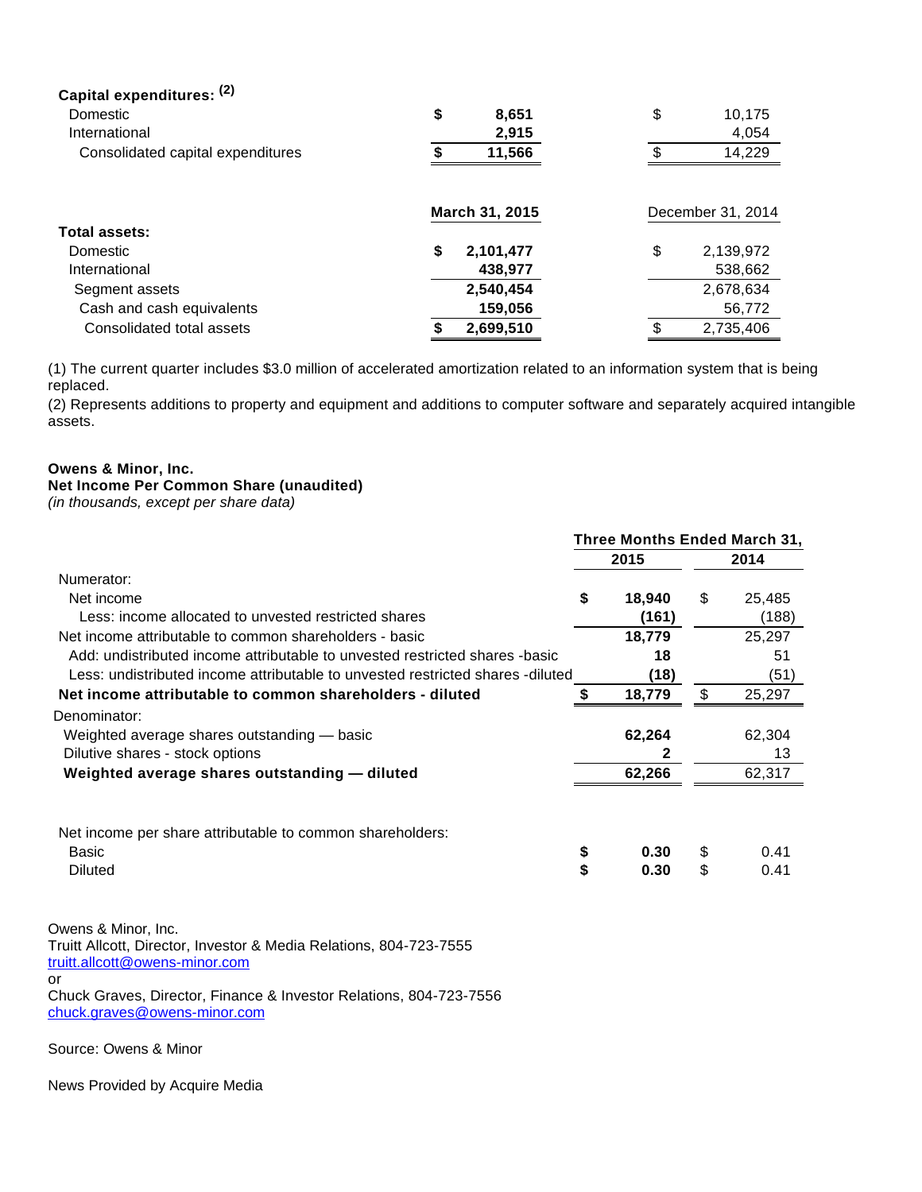| | | |
|---|---|---|
| **Capital expenditures:** [2] | | |
| Domestic | **$ 8,651** | $ 10,175 |
| International | **2,915** | 4,054 |
| Consolidated capital expenditures | **$ 11,566** | $ 14,229 |

| | **March 31, 2015** | December 31, 2014 |
|---|---|---|
| **Total assets:** | | |
| Domestic | **$ 2,101,477** | $ 2,139,972 |
| International | **438,977** | 538,662 |
| Segment assets | **2,540,454** | 2,678,634 |
| Cash and cash equivalents | **159,056** | 56,772 |
| Consolidated total assets | **$ 2,699,510** | $ 2,735,406 |

(1) The current quarter includes $3.0 million of accelerated amortization related to an information system that is being replaced.

(2) Represents additions to property and equipment and additions to computer software and separately acquired intangible assets.

**Owens & Minor, Inc.**
**Net Income Per Common Share (unaudited)**
*(in thousands, except per share data)*

| | **Three Months Ended March 31,** | |
|---|---|---|
| | **2015** | **2014** |
| Numerator: | | |
| Net income | **$ 18,940** | $ 25,485 |
| Less: income allocated to unvested restricted shares | **(161)** | (188) |
| Net income attributable to common shareholders - basic | **18,779** | 25,297 |
| Add: undistributed income attributable to unvested restricted shares -basic | **18** | 51 |
| Less: undistributed income attributable to unvested restricted shares -diluted | **(18)** | (51) |
| **Net income attributable to common shareholders - diluted** | **$ 18,779** | $ 25,297 |
| Denominator: | | |
| Weighted average shares outstanding — basic | **62,264** | 62,304 |
| Dilutive shares - stock options | **2** | 13 |
| **Weighted average shares outstanding — diluted** | **62,266** | 62,317 |
| | | |
| Net income per share attributable to common shareholders: | | |
| Basic | **$ 0.30** | $ 0.41 |
| Diluted | **$ 0.30** | $ 0.41 |

Owens & Minor, Inc.
Truitt Allcott, Director, Investor & Media Relations, 804-723-7555
truitt.allcott@owens-minor.com
or
Chuck Graves, Director, Finance & Investor Relations, 804-723-7556
chuck.graves@owens-minor.com

Source: Owens & Minor

News Provided by Acquire Media